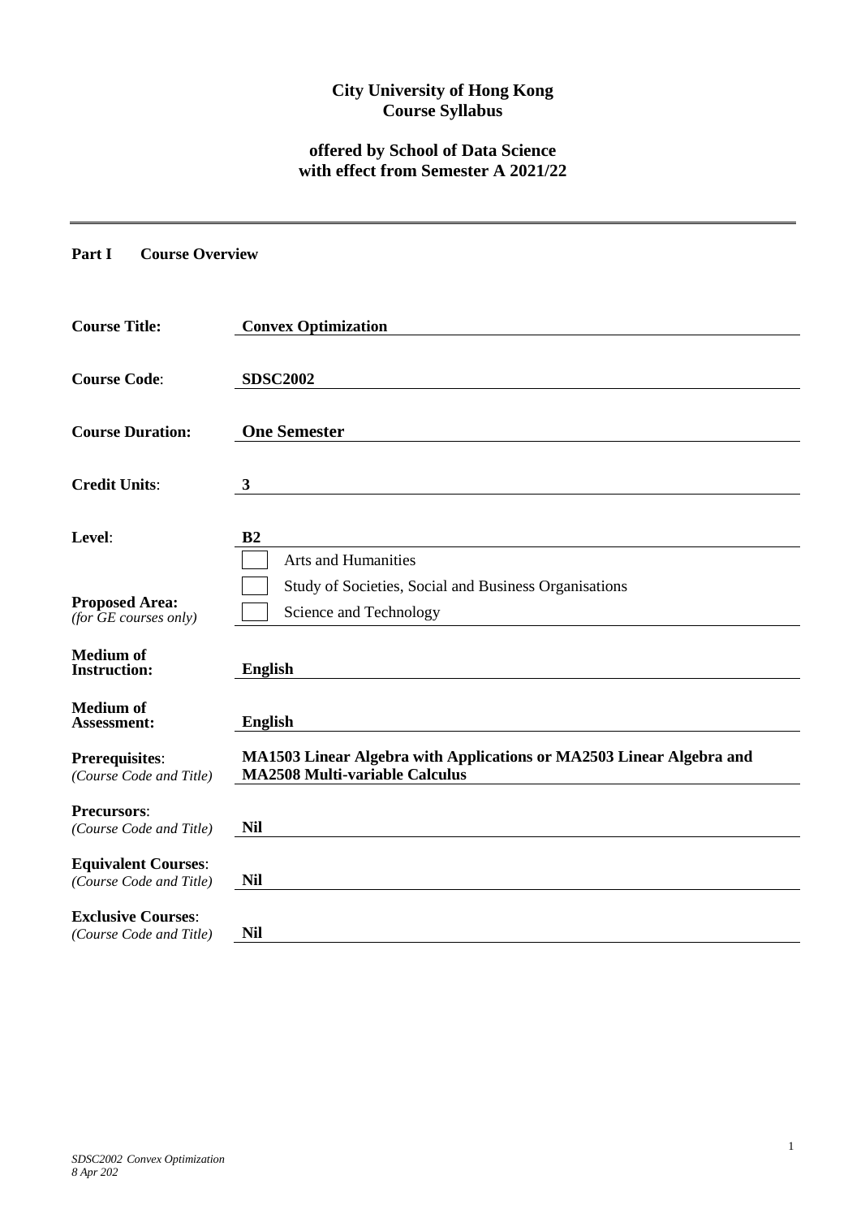**City University of Hong Kong**
**Course Syllabus**

**offered by School of Data Science**
**with effect from Semester A 2021/22**

---

## Part I Course Overview

| | |
|---|---|
| **Course Title:** | **Convex Optimization** |
| **Course Code**: | **SDSC2002** |
| **Course Duration:** | **One Semester** |
| **Credit Units**: | **3** |
| **Level**: | **B2** |
| **Proposed Area:** *(for GE courses only)* | ☐ Arts and Humanities<br>☐ Study of Societies, Social and Business Organisations<br>☐ Science and Technology |
| **Medium of Instruction:** | **English** |
| **Medium of Assessment:** | **English** |
| **Prerequisites**: *(Course Code and Title)* | **MA1503 Linear Algebra with Applications or MA2503 Linear Algebra and MA2508 Multi-variable Calculus** |
| **Precursors**: *(Course Code and Title)* | **Nil** |
| **Equivalent Courses**: *(Course Code and Title)* | **Nil** |
| **Exclusive Courses**: *(Course Code and Title)* | **Nil** |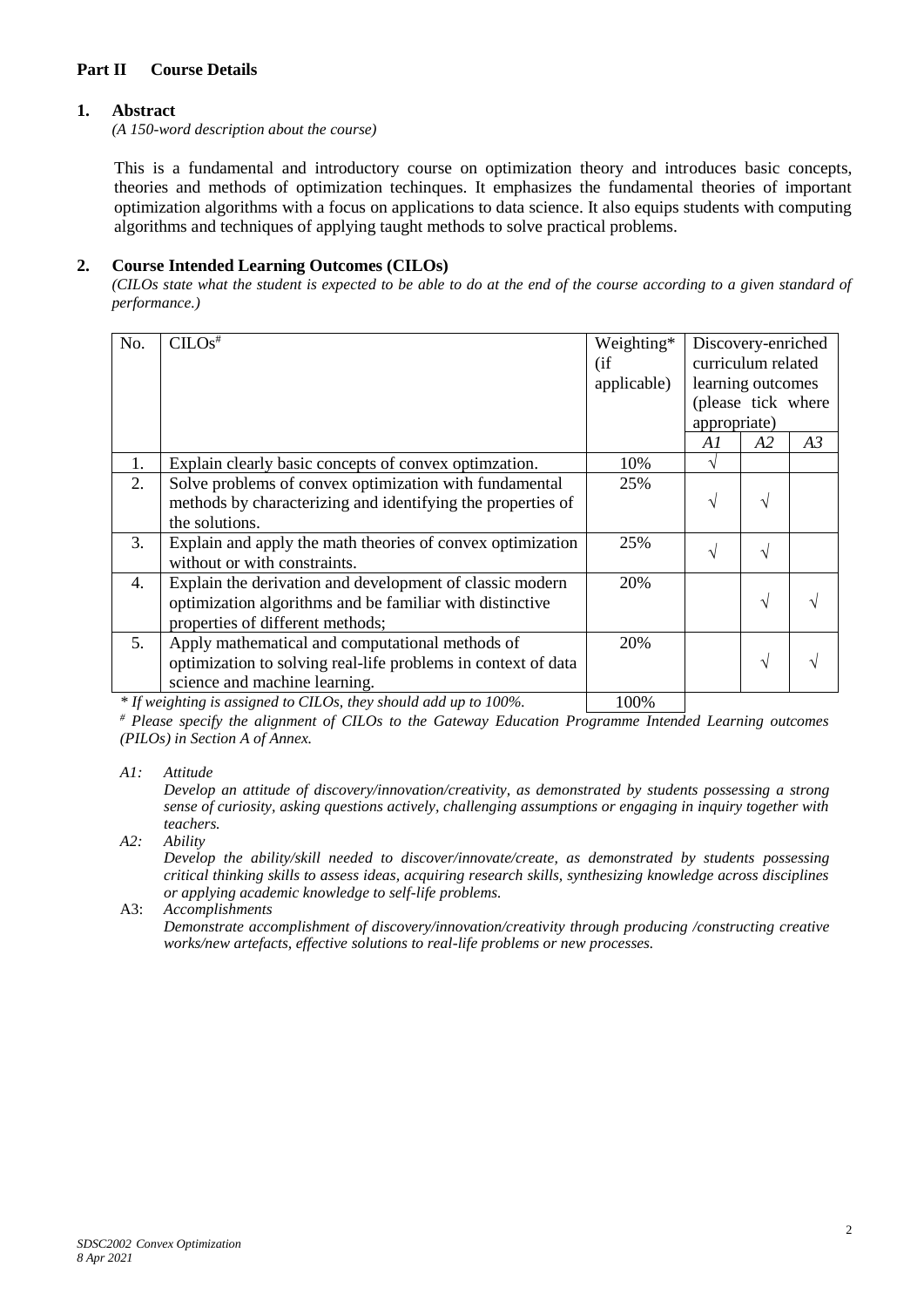## Part II Course Details

### 1. Abstract

*(A 150-word description about the course)*

This is a fundamental and introductory course on optimization theory and introduces basic concepts, theories and methods of optimization techinques. It emphasizes the fundamental theories of important optimization algorithms with a focus on applications to data science. It also equips students with computing algorithms and techniques of applying taught methods to solve practical problems.

### 2. Course Intended Learning Outcomes (CILOs)

*(CILOs state what the student is expected to be able to do at the end of the course according to a given standard of performance.)*

| No. | CILOs[#] | Weighting* (if applicable) | Discovery-enriched curriculum related learning outcomes (please tick where appropriate) | | |
|---|---|---|---|---|---|
| | | | *A1* | *A2* | *A3* |
| 1. | Explain clearly basic concepts of convex optimzation. | 10% | √ | | |
| 2. | Solve problems of convex optimization with fundamental methods by characterizing and identifying the properties of the solutions. | 25% | √ | √ | |
| 3. | Explain and apply the math theories of convex optimization without or with constraints. | 25% | √ | √ | |
| 4. | Explain the derivation and development of classic modern optimization algorithms and be familiar with distinctive properties of different methods; | 20% | | √ | √ |
| 5. | Apply mathematical and computational methods of optimization to solving real-life problems in context of data science and machine learning. | 20% | | √ | √ |
| | *\* If weighting is assigned to CILOs, they should add up to 100%.* | 100% | | | |

*[#] Please specify the alignment of CILOs to the Gateway Education Programme Intended Learning outcomes (PILOs) in Section A of Annex.*

*A1: Attitude*
*Develop an attitude of discovery/innovation/creativity, as demonstrated by students possessing a strong sense of curiosity, asking questions actively, challenging assumptions or engaging in inquiry together with teachers.*

*A2: Ability*
*Develop the ability/skill needed to discover/innovate/create, as demonstrated by students possessing critical thinking skills to assess ideas, acquiring research skills, synthesizing knowledge across disciplines or applying academic knowledge to self-life problems.*

A3: *Accomplishments*
*Demonstrate accomplishment of discovery/innovation/creativity through producing /constructing creative works/new artefacts, effective solutions to real-life problems or new processes.*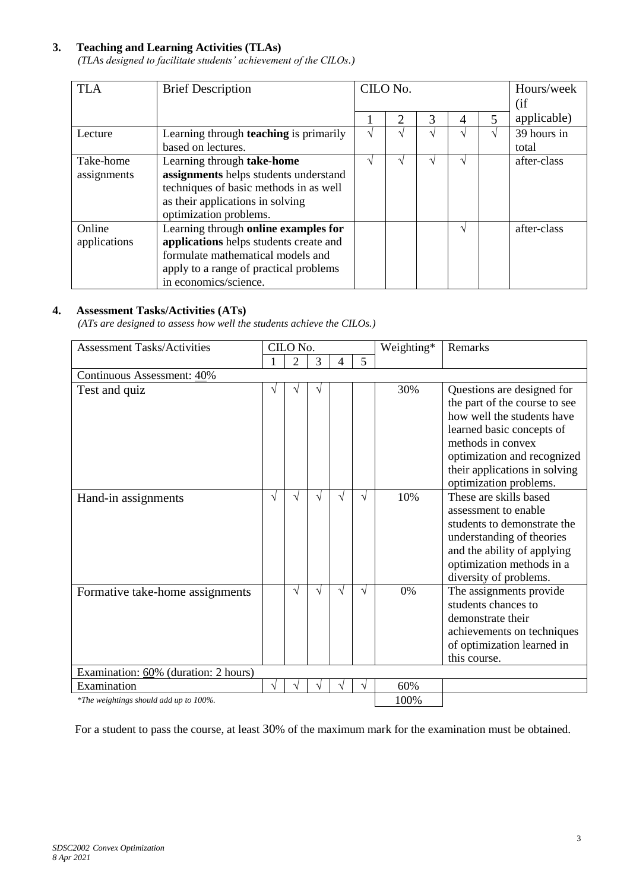### 3. Teaching and Learning Activities (TLAs)

*(TLAs designed to facilitate students' achievement of the CILOs.)*

| TLA | Brief Description | CILO No. | | | | | Hours/week (if applicable) |
|---|---|---|---|---|---|---|---|
| | | 1 | 2 | 3 | 4 | 5 | |
| Lecture | Learning through **teaching** is primarily based on lectures. | √ | √ | √ | √ | √ | 39 hours in total |
| Take-home assignments | Learning through **take-home assignments** helps students understand techniques of basic methods in as well as their applications in solving optimization problems. | √ | √ | √ | √ | | after-class |
| Online applications | Learning through **online examples for applications** helps students create and formulate mathematical models and apply to a range of practical problems in economics/science. | | | | √ | | after-class |

### 4. Assessment Tasks/Activities (ATs)

*(ATs are designed to assess how well the students achieve the CILOs.)*

| Assessment Tasks/Activities | CILO No. | | | | | Weighting* | Remarks |
|---|---|---|---|---|---|---|---|
| | 1 | 2 | 3 | 4 | 5 | | |
| Continuous Assessment: 40% | | | | | | | |
| Test and quiz | √ | √ | √ | | | 30% | Questions are designed for the part of the course to see how well the students have learned basic concepts of methods in convex optimization and recognized their applications in solving optimization problems. |
| Hand-in assignments | √ | √ | √ | √ | √ | 10% | These are skills based assessment to enable students to demonstrate the understanding of theories and the ability of applying optimization methods in a diversity of problems. |
| Formative take-home assignments | | √ | √ | √ | √ | 0% | The assignments provide students chances to demonstrate their achievements on techniques of optimization learned in this course. |
| Examination: 60% (duration: 2 hours) | | | | | | | |
| Examination | √ | √ | √ | √ | √ | 60% | |
| *The weightings should add up to 100%.* | | | | | | 100% | |

For a student to pass the course, at least 30% of the maximum mark for the examination must be obtained.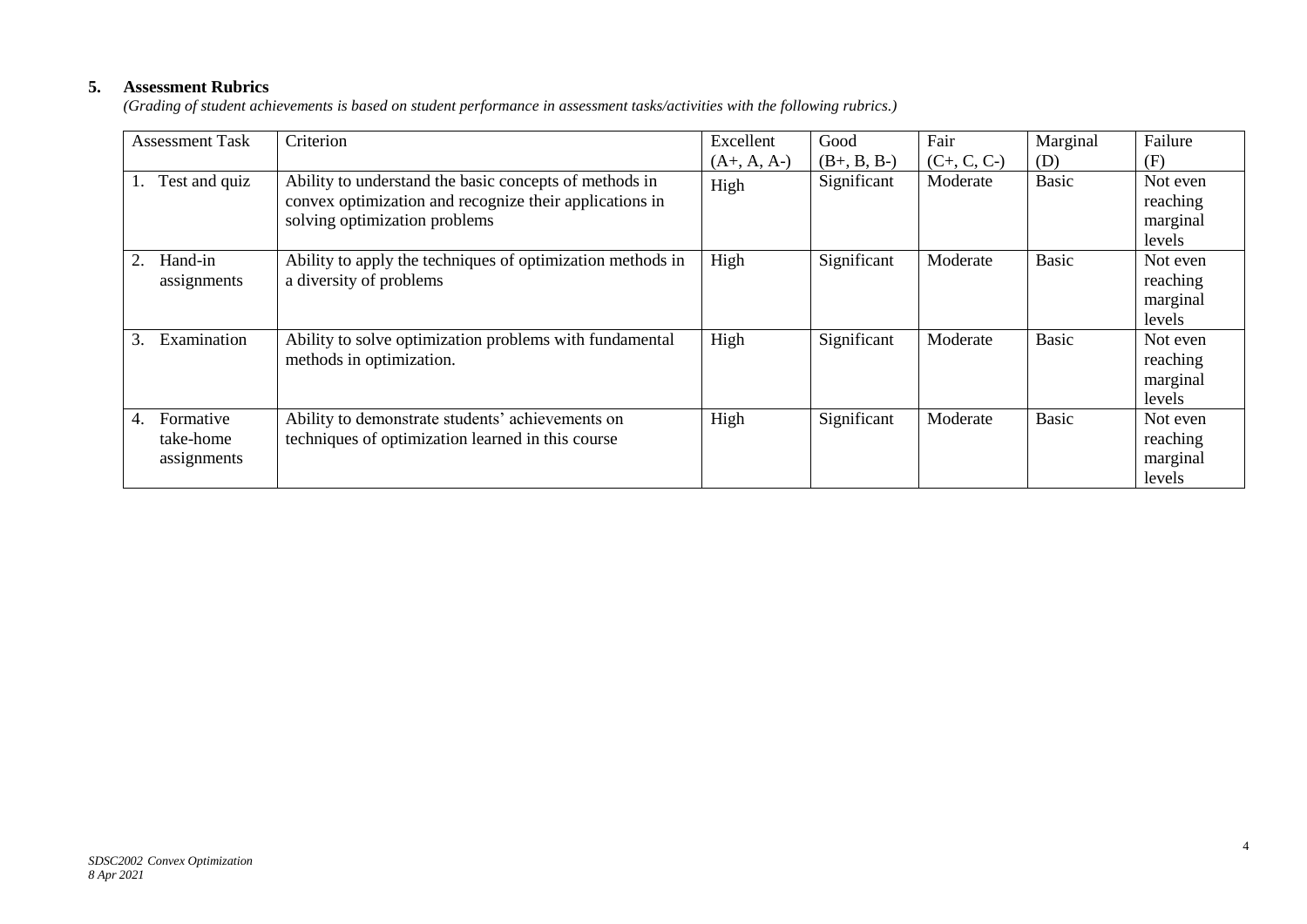## 5. Assessment Rubrics

*(Grading of student achievements is based on student performance in assessment tasks/activities with the following rubrics.)*

| Assessment Task | Criterion | Excellent (A+, A, A-) | Good (B+, B, B-) | Fair (C+, C, C-) | Marginal (D) | Failure (F) |
|---|---|---|---|---|---|---|
| 1. Test and quiz | Ability to understand the basic concepts of methods in convex optimization and recognize their applications in solving optimization problems | High | Significant | Moderate | Basic | Not even reaching marginal levels |
| 2. Hand-in assignments | Ability to apply the techniques of optimization methods in a diversity of problems | High | Significant | Moderate | Basic | Not even reaching marginal levels |
| 3. Examination | Ability to solve optimization problems with fundamental methods in optimization. | High | Significant | Moderate | Basic | Not even reaching marginal levels |
| 4. Formative take-home assignments | Ability to demonstrate students' achievements on techniques of optimization learned in this course | High | Significant | Moderate | Basic | Not even reaching marginal levels |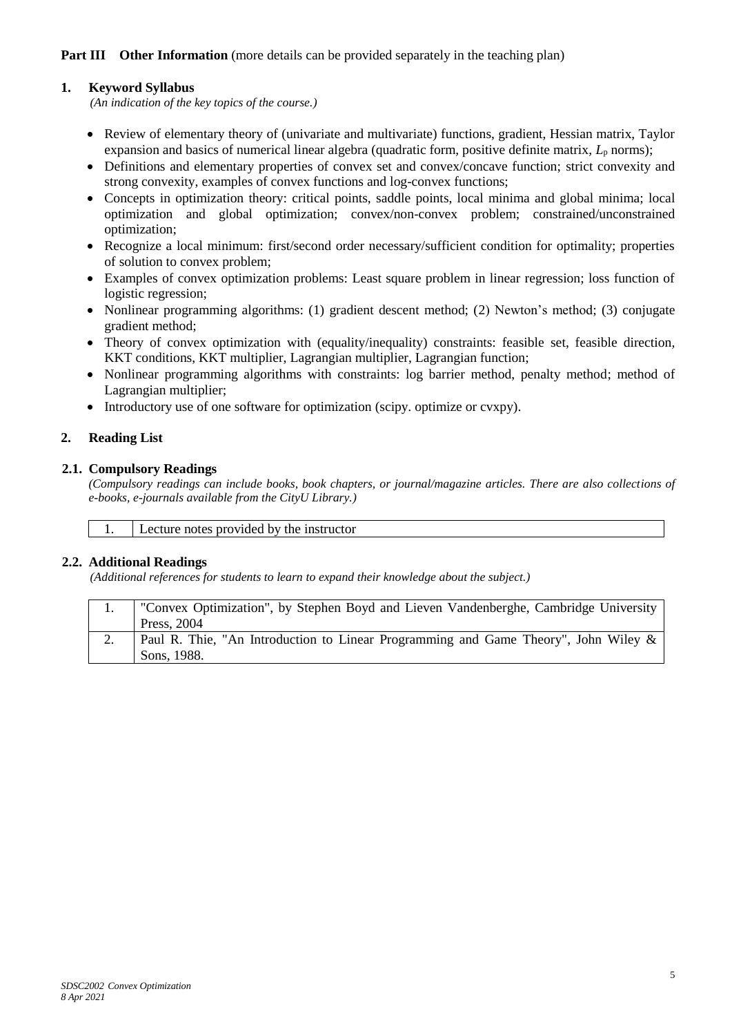**Part III Other Information** (more details can be provided separately in the teaching plan)

## 1. Keyword Syllabus

*(An indication of the key topics of the course.)*

- Review of elementary theory of (univariate and multivariate) functions, gradient, Hessian matrix, Taylor expansion and basics of numerical linear algebra (quadratic form, positive definite matrix, $L_p$ norms);
- Definitions and elementary properties of convex set and convex/concave function; strict convexity and strong convexity, examples of convex functions and log-convex functions;
- Concepts in optimization theory: critical points, saddle points, local minima and global minima; local optimization and global optimization; convex/non-convex problem; constrained/unconstrained optimization;
- Recognize a local minimum: first/second order necessary/sufficient condition for optimality; properties of solution to convex problem;
- Examples of convex optimization problems: Least square problem in linear regression; loss function of logistic regression;
- Nonlinear programming algorithms: (1) gradient descent method; (2) Newton's method; (3) conjugate gradient method;
- Theory of convex optimization with (equality/inequality) constraints: feasible set, feasible direction, KKT conditions, KKT multiplier, Lagrangian multiplier, Lagrangian function;
- Nonlinear programming algorithms with constraints: log barrier method, penalty method; method of Lagrangian multiplier;
- Introductory use of one software for optimization (scipy. optimize or cvxpy).

## 2. Reading List

### 2.1. Compulsory Readings

*(Compulsory readings can include books, book chapters, or journal/magazine articles. There are also collections of e-books, e-journals available from the CityU Library.)*

| | |
|---|---|
| 1. | Lecture notes provided by the instructor |

### 2.2. Additional Readings

*(Additional references for students to learn to expand their knowledge about the subject.)*

| | |
|---|---|
| 1. | "Convex Optimization", by Stephen Boyd and Lieven Vandenberghe, Cambridge University Press, 2004 |
| 2. | Paul R. Thie, "An Introduction to Linear Programming and Game Theory", John Wiley & Sons, 1988. |